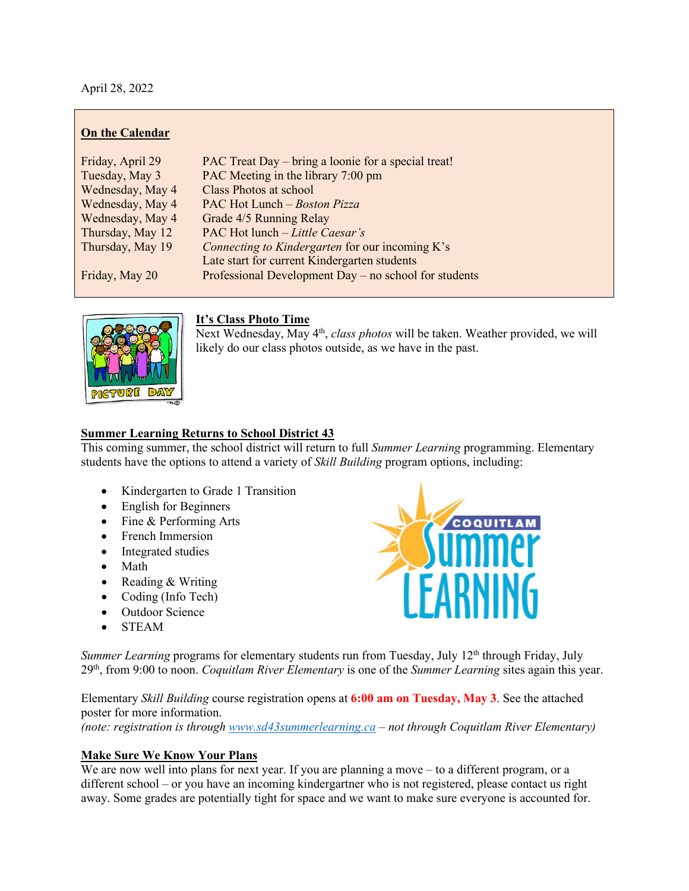April 28, 2022

## On the Calendar

| | |
|---|---|
| Friday, April 29 | PAC Treat Day – bring a loonie for a special treat! |
| Tuesday, May 3 | PAC Meeting in the library 7:00 pm |
| Wednesday, May 4 | Class Photos at school |
| Wednesday, May 4 | PAC Hot Lunch – *Boston Pizza* |
| Wednesday, May 4 | Grade 4/5 Running Relay |
| Thursday, May 12 | PAC Hot lunch – *Little Caesar's* |
| Thursday, May 19 | *Connecting to Kindergarten* for our incoming K's<br>Late start for current Kindergarten students |
| Friday, May 20 | Professional Development Day – no school for students |

## It's Class Photo Time

Next Wednesday, May 4th, *class photos* will be taken. Weather provided, we will likely do our class photos outside, as we have in the past.

## Summer Learning Returns to School District 43

This coming summer, the school district will return to full *Summer Learning* programming. Elementary students have the options to attend a variety of *Skill Building* program options, including:

- Kindergarten to Grade 1 Transition
- English for Beginners
- Fine & Performing Arts
- French Immersion
- Integrated studies
- Math
- Reading & Writing
- Coding (Info Tech)
- Outdoor Science
- STEAM

*Summer Learning* programs for elementary students run from Tuesday, July 12th through Friday, July 29th, from 9:00 to noon. *Coquitlam River Elementary* is one of the *Summer Learning* sites again this year.

Elementary *Skill Building* course registration opens at **6:00 am on Tuesday, May 3**. See the attached poster for more information.
*(note: registration is through [www.sd43summerlearning.ca](www.sd43summerlearning.ca) – not through Coquitlam River Elementary)*

## Make Sure We Know Your Plans

We are now well into plans for next year. If you are planning a move – to a different program, or a different school – or you have an incoming kindergartner who is not registered, please contact us right away. Some grades are potentially tight for space and we want to make sure everyone is accounted for.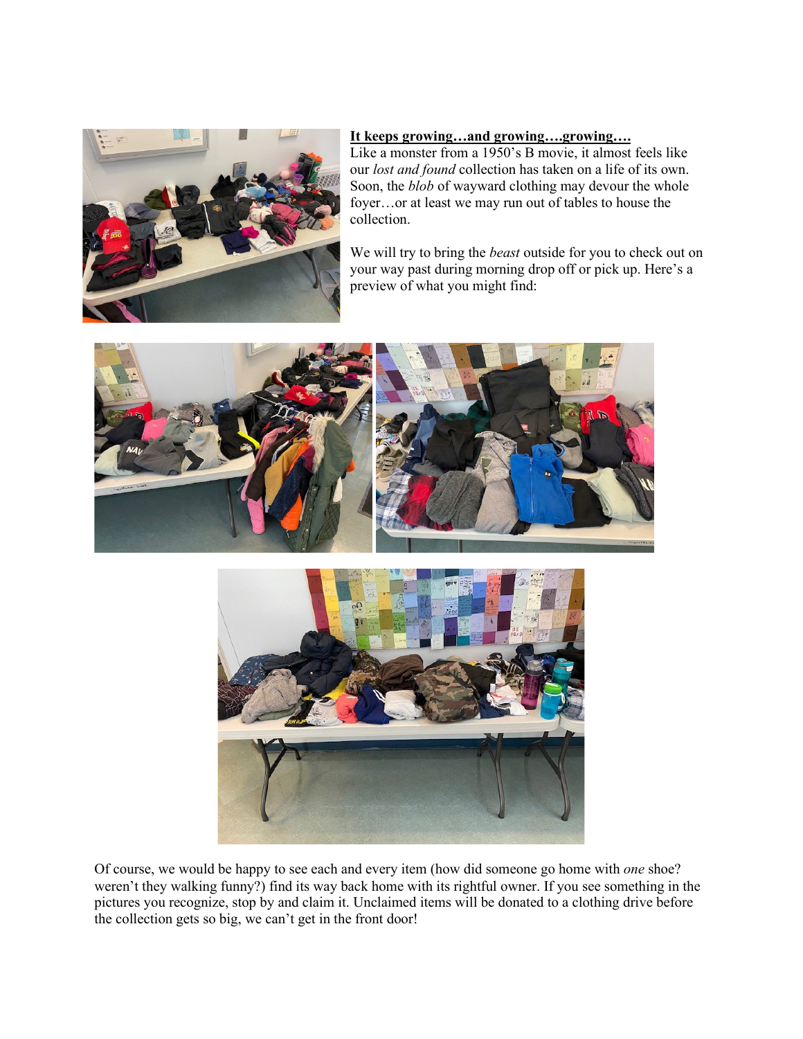**It keeps growing…and growing….growing….**

Like a monster from a 1950's B movie, it almost feels like our *lost and found* collection has taken on a life of its own. Soon, the *blob* of wayward clothing may devour the whole foyer…or at least we may run out of tables to house the collection.

We will try to bring the *beast* outside for you to check out on your way past during morning drop off or pick up. Here's a preview of what you might find:

Of course, we would be happy to see each and every item (how did someone go home with *one* shoe? weren't they walking funny?) find its way back home with its rightful owner. If you see something in the pictures you recognize, stop by and claim it. Unclaimed items will be donated to a clothing drive before the collection gets so big, we can't get in the front door!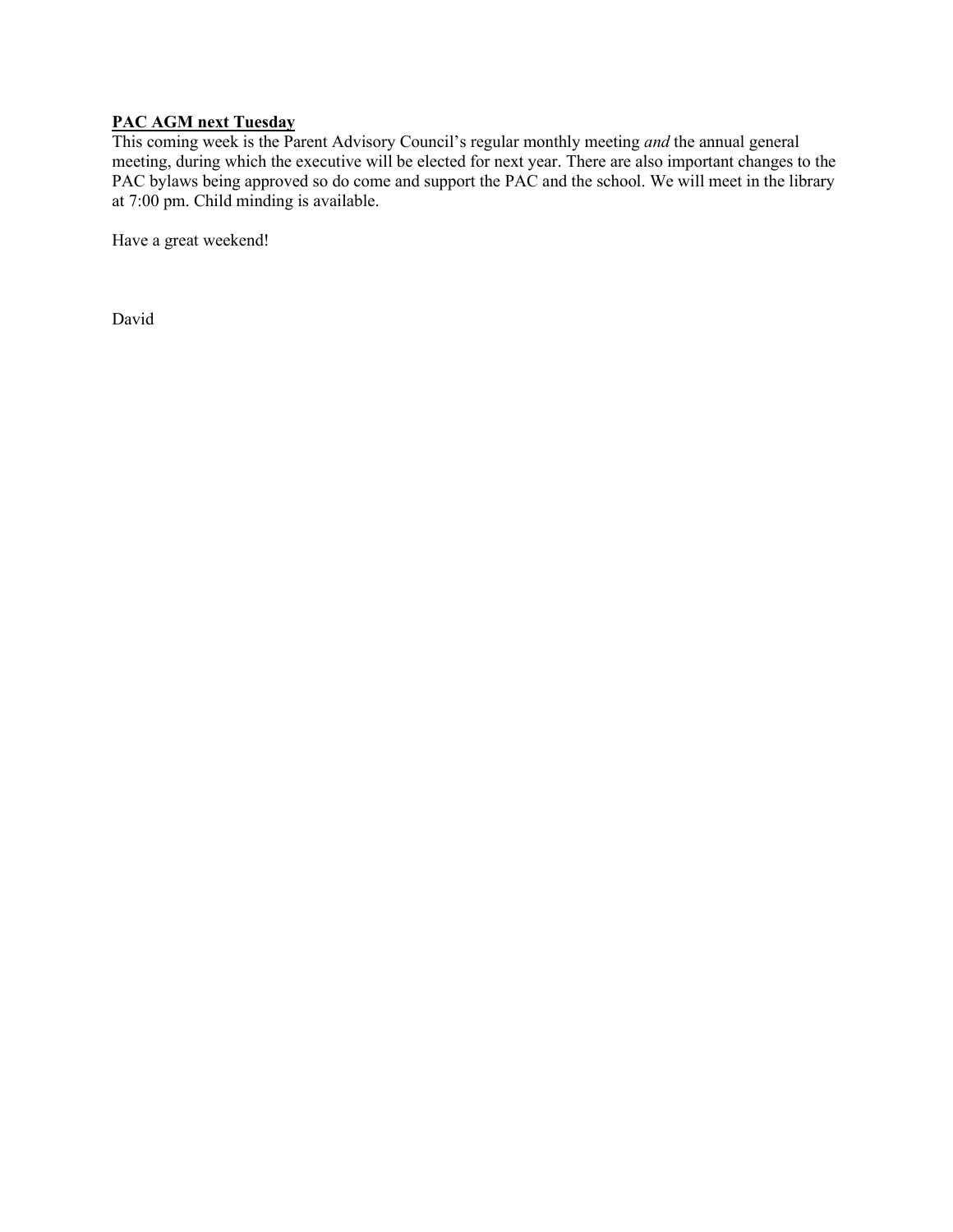**PAC AGM next Tuesday**

This coming week is the Parent Advisory Council's regular monthly meeting *and* the annual general meeting, during which the executive will be elected for next year. There are also important changes to the PAC bylaws being approved so do come and support the PAC and the school. We will meet in the library at 7:00 pm. Child minding is available.

Have a great weekend!

David